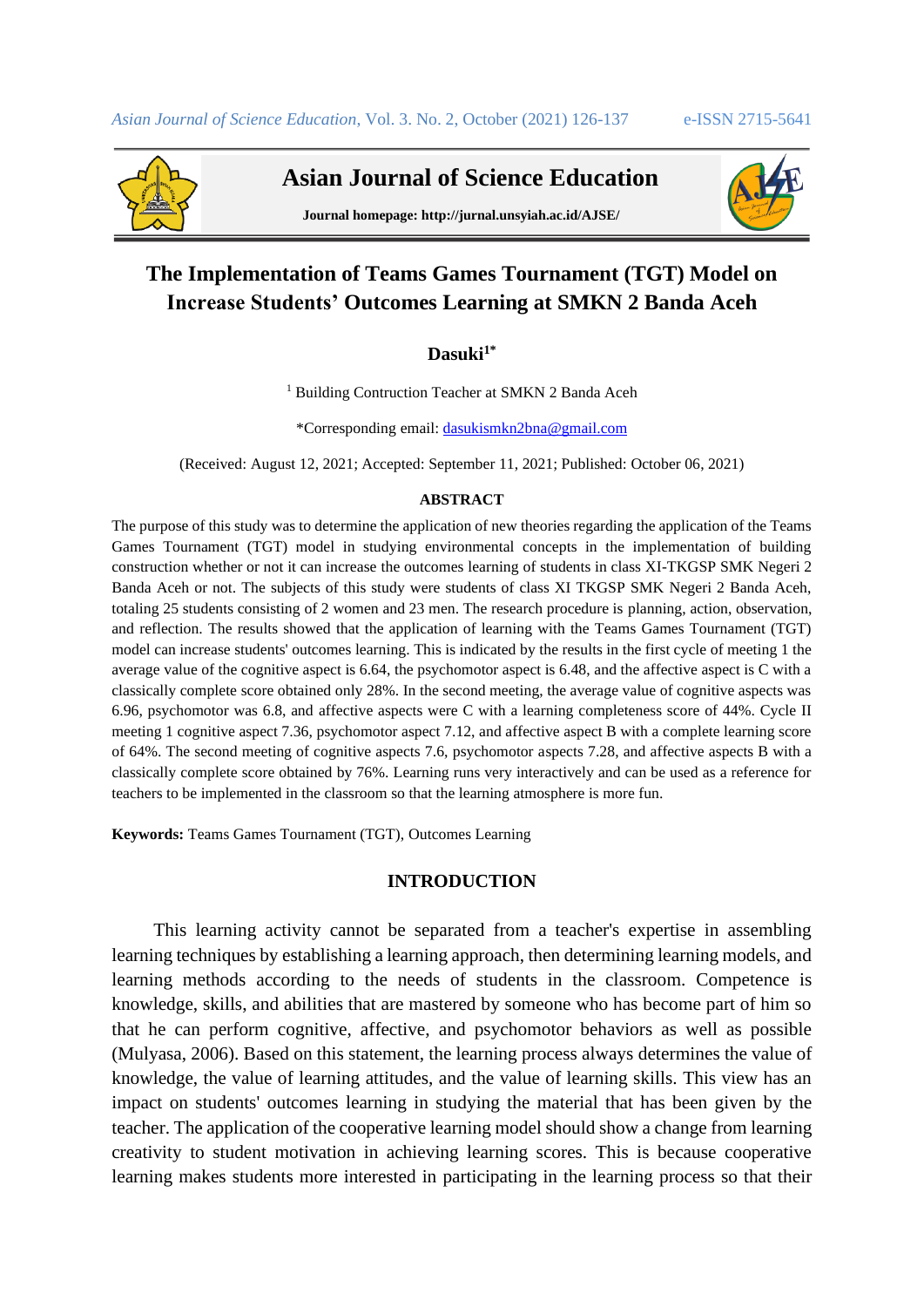# The Implementation of Teams Games Tournament (TGT) Model on Increase Students' Outcomes Learning at SMKN 2 Banda Aceh

**Dasuki[1*]**

[1] Building Contruction Teacher at SMKN 2 Banda Aceh

*Corresponding email: dasukismkn2bna@gmail.com

(Received: August 12, 2021; Accepted: September 11, 2021; Published: October 06, 2021)

## ABSTRACT

The purpose of this study was to determine the application of new theories regarding the application of the Teams Games Tournament (TGT) model in studying environmental concepts in the implementation of building construction whether or not it can increase the outcomes learning of students in class XI-TKGSP SMK Negeri 2 Banda Aceh or not. The subjects of this study were students of class XI TKGSP SMK Negeri 2 Banda Aceh, totaling 25 students consisting of 2 women and 23 men. The research procedure is planning, action, observation, and reflection. The results showed that the application of learning with the Teams Games Tournament (TGT) model can increase students' outcomes learning. This is indicated by the results in the first cycle of meeting 1 the average value of the cognitive aspect is 6.64, the psychomotor aspect is 6.48, and the affective aspect is C with a classically complete score obtained only 28%. In the second meeting, the average value of cognitive aspects was 6.96, psychomotor was 6.8, and affective aspects were C with a learning completeness score of 44%. Cycle II meeting 1 cognitive aspect 7.36, psychomotor aspect 7.12, and affective aspect B with a complete learning score of 64%. The second meeting of cognitive aspects 7.6, psychomotor aspects 7.28, and affective aspects B with a classically complete score obtained by 76%. Learning runs very interactively and can be used as a reference for teachers to be implemented in the classroom so that the learning atmosphere is more fun.

**Keywords:** Teams Games Tournament (TGT), Outcomes Learning

## INTRODUCTION

This learning activity cannot be separated from a teacher's expertise in assembling learning techniques by establishing a learning approach, then determining learning models, and learning methods according to the needs of students in the classroom. Competence is knowledge, skills, and abilities that are mastered by someone who has become part of him so that he can perform cognitive, affective, and psychomotor behaviors as well as possible (Mulyasa, 2006). Based on this statement, the learning process always determines the value of knowledge, the value of learning attitudes, and the value of learning skills. This view has an impact on students' outcomes learning in studying the material that has been given by the teacher. The application of the cooperative learning model should show a change from learning creativity to student motivation in achieving learning scores. This is because cooperative learning makes students more interested in participating in the learning process so that their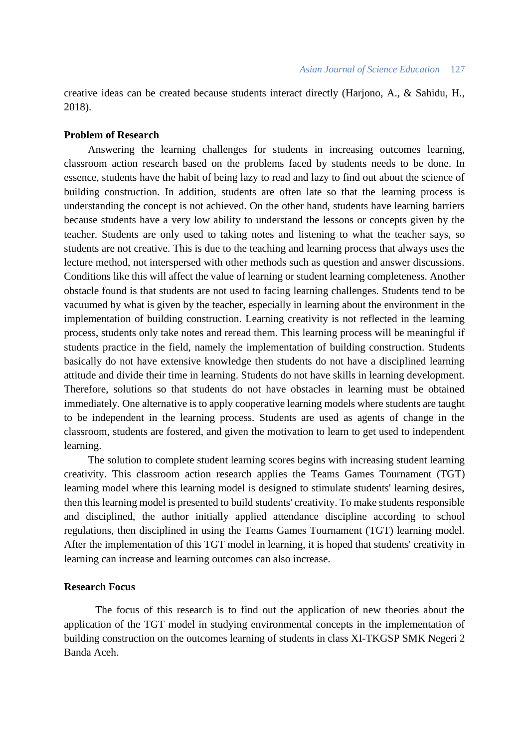creative ideas can be created because students interact directly (Harjono, A., & Sahidu, H., 2018).

## Problem of Research

Answering the learning challenges for students in increasing outcomes learning, classroom action research based on the problems faced by students needs to be done. In essence, students have the habit of being lazy to read and lazy to find out about the science of building construction. In addition, students are often late so that the learning process is understanding the concept is not achieved. On the other hand, students have learning barriers because students have a very low ability to understand the lessons or concepts given by the teacher. Students are only used to taking notes and listening to what the teacher says, so students are not creative. This is due to the teaching and learning process that always uses the lecture method, not interspersed with other methods such as question and answer discussions. Conditions like this will affect the value of learning or student learning completeness. Another obstacle found is that students are not used to facing learning challenges. Students tend to be vacuumed by what is given by the teacher, especially in learning about the environment in the implementation of building construction. Learning creativity is not reflected in the learning process, students only take notes and reread them. This learning process will be meaningful if students practice in the field, namely the implementation of building construction. Students basically do not have extensive knowledge then students do not have a disciplined learning attitude and divide their time in learning. Students do not have skills in learning development. Therefore, solutions so that students do not have obstacles in learning must be obtained immediately. One alternative is to apply cooperative learning models where students are taught to be independent in the learning process. Students are used as agents of change in the classroom, students are fostered, and given the motivation to learn to get used to independent learning.

The solution to complete student learning scores begins with increasing student learning creativity. This classroom action research applies the Teams Games Tournament (TGT) learning model where this learning model is designed to stimulate students' learning desires, then this learning model is presented to build students' creativity. To make students responsible and disciplined, the author initially applied attendance discipline according to school regulations, then disciplined in using the Teams Games Tournament (TGT) learning model. After the implementation of this TGT model in learning, it is hoped that students' creativity in learning can increase and learning outcomes can also increase.

## Research Focus

The focus of this research is to find out the application of new theories about the application of the TGT model in studying environmental concepts in the implementation of building construction on the outcomes learning of students in class XI-TKGSP SMK Negeri 2 Banda Aceh.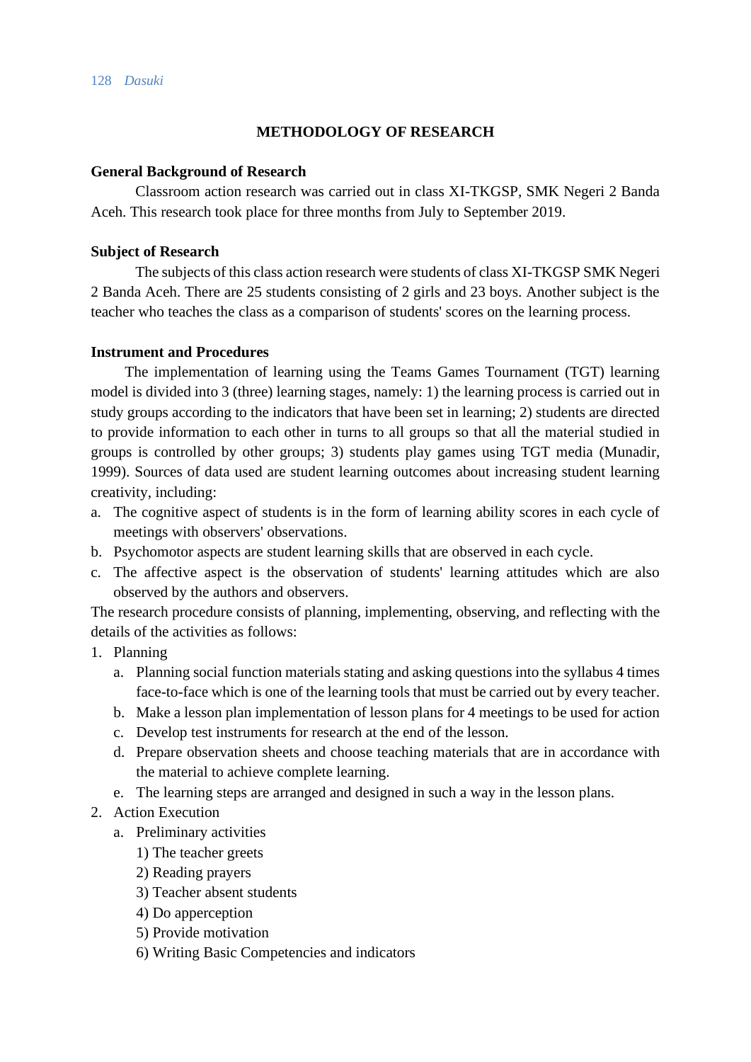## METHODOLOGY OF RESEARCH

### General Background of Research

Classroom action research was carried out in class XI-TKGSP, SMK Negeri 2 Banda Aceh. This research took place for three months from July to September 2019.

### Subject of Research

The subjects of this class action research were students of class XI-TKGSP SMK Negeri 2 Banda Aceh. There are 25 students consisting of 2 girls and 23 boys. Another subject is the teacher who teaches the class as a comparison of students' scores on the learning process.

### Instrument and Procedures

The implementation of learning using the Teams Games Tournament (TGT) learning model is divided into 3 (three) learning stages, namely: 1) the learning process is carried out in study groups according to the indicators that have been set in learning; 2) students are directed to provide information to each other in turns to all groups so that all the material studied in groups is controlled by other groups; 3) students play games using TGT media (Munadir, 1999). Sources of data used are student learning outcomes about increasing student learning creativity, including:

a. The cognitive aspect of students is in the form of learning ability scores in each cycle of meetings with observers' observations.
b. Psychomotor aspects are student learning skills that are observed in each cycle.
c. The affective aspect is the observation of students' learning attitudes which are also observed by the authors and observers.

The research procedure consists of planning, implementing, observing, and reflecting with the details of the activities as follows:

1. Planning
   a. Planning social function materials stating and asking questions into the syllabus 4 times face-to-face which is one of the learning tools that must be carried out by every teacher.
   b. Make a lesson plan implementation of lesson plans for 4 meetings to be used for action
   c. Develop test instruments for research at the end of the lesson.
   d. Prepare observation sheets and choose teaching materials that are in accordance with the material to achieve complete learning.
   e. The learning steps are arranged and designed in such a way in the lesson plans.
2. Action Execution
   a. Preliminary activities
      1) The teacher greets
      2) Reading prayers
      3) Teacher absent students
      4) Do apperception
      5) Provide motivation
      6) Writing Basic Competencies and indicators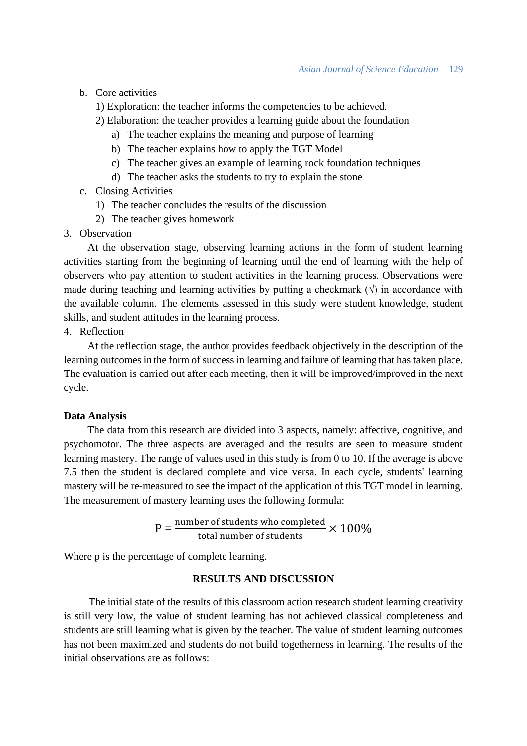b. Core activities
   1) Exploration: the teacher informs the competencies to be achieved.
   2) Elaboration: the teacher provides a learning guide about the foundation
      a) The teacher explains the meaning and purpose of learning
      b) The teacher explains how to apply the TGT Model
      c) The teacher gives an example of learning rock foundation techniques
      d) The teacher asks the students to try to explain the stone

c. Closing Activities
   1) The teacher concludes the results of the discussion
   2) The teacher gives homework

3. Observation

At the observation stage, observing learning actions in the form of student learning activities starting from the beginning of learning until the end of learning with the help of observers who pay attention to student activities in the learning process. Observations were made during teaching and learning activities by putting a checkmark (√) in accordance with the available column. The elements assessed in this study were student knowledge, student skills, and student attitudes in the learning process.

4. Reflection

At the reflection stage, the author provides feedback objectively in the description of the learning outcomes in the form of success in learning and failure of learning that has taken place. The evaluation is carried out after each meeting, then it will be improved/improved in the next cycle.

**Data Analysis**

The data from this research are divided into 3 aspects, namely: affective, cognitive, and psychomotor. The three aspects are averaged and the results are seen to measure student learning mastery. The range of values used in this study is from 0 to 10. If the average is above 7.5 then the student is declared complete and vice versa. In each cycle, students' learning mastery will be re-measured to see the impact of the application of this TGT model in learning. The measurement of mastery learning uses the following formula:

$$P = \frac{\text{number of students who completed}}{\text{total number of students}} \times 100\%$$

Where p is the percentage of complete learning.

## RESULTS AND DISCUSSION

The initial state of the results of this classroom action research student learning creativity is still very low, the value of student learning has not achieved classical completeness and students are still learning what is given by the teacher. The value of student learning outcomes has not been maximized and students do not build togetherness in learning. The results of the initial observations are as follows: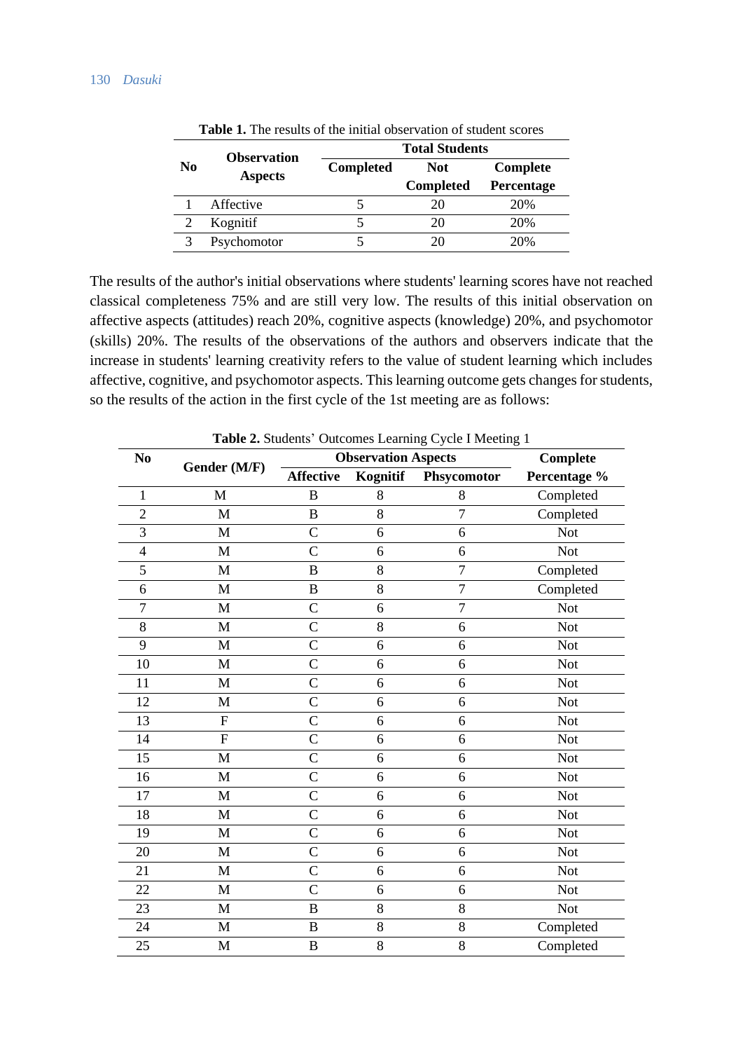**Table 1.** The results of the initial observation of student scores

| No | Observation Aspects | Total Students | | |
|---|---|---|---|---|
| | | Completed | Not Completed | Complete Percentage |
| 1 | Affective | 5 | 20 | 20% |
| 2 | Kognitif | 5 | 20 | 20% |
| 3 | Psychomotor | 5 | 20 | 20% |

The results of the author's initial observations where students' learning scores have not reached classical completeness 75% and are still very low. The results of this initial observation on affective aspects (attitudes) reach 20%, cognitive aspects (knowledge) 20%, and psychomotor (skills) 20%. The results of the observations of the authors and observers indicate that the increase in students' learning creativity refers to the value of student learning which includes affective, cognitive, and psychomotor aspects. This learning outcome gets changes for students, so the results of the action in the first cycle of the 1st meeting are as follows:

**Table 2.** Students' Outcomes Learning Cycle I Meeting 1

| No | Gender (M/F) | Observation Aspects | | | Complete Percentage % |
|---|---|---|---|---|---|
| | | Affective | Kognitif | Phsycomotor | |
| 1 | M | B | 8 | 8 | Completed |
| 2 | M | B | 8 | 7 | Completed |
| 3 | M | C | 6 | 6 | Not |
| 4 | M | C | 6 | 6 | Not |
| 5 | M | B | 8 | 7 | Completed |
| 6 | M | B | 8 | 7 | Completed |
| 7 | M | C | 6 | 7 | Not |
| 8 | M | C | 8 | 6 | Not |
| 9 | M | C | 6 | 6 | Not |
| 10 | M | C | 6 | 6 | Not |
| 11 | M | C | 6 | 6 | Not |
| 12 | M | C | 6 | 6 | Not |
| 13 | F | C | 6 | 6 | Not |
| 14 | F | C | 6 | 6 | Not |
| 15 | M | C | 6 | 6 | Not |
| 16 | M | C | 6 | 6 | Not |
| 17 | M | C | 6 | 6 | Not |
| 18 | M | C | 6 | 6 | Not |
| 19 | M | C | 6 | 6 | Not |
| 20 | M | C | 6 | 6 | Not |
| 21 | M | C | 6 | 6 | Not |
| 22 | M | C | 6 | 6 | Not |
| 23 | M | B | 8 | 8 | Not |
| 24 | M | B | 8 | 8 | Completed |
| 25 | M | B | 8 | 8 | Completed |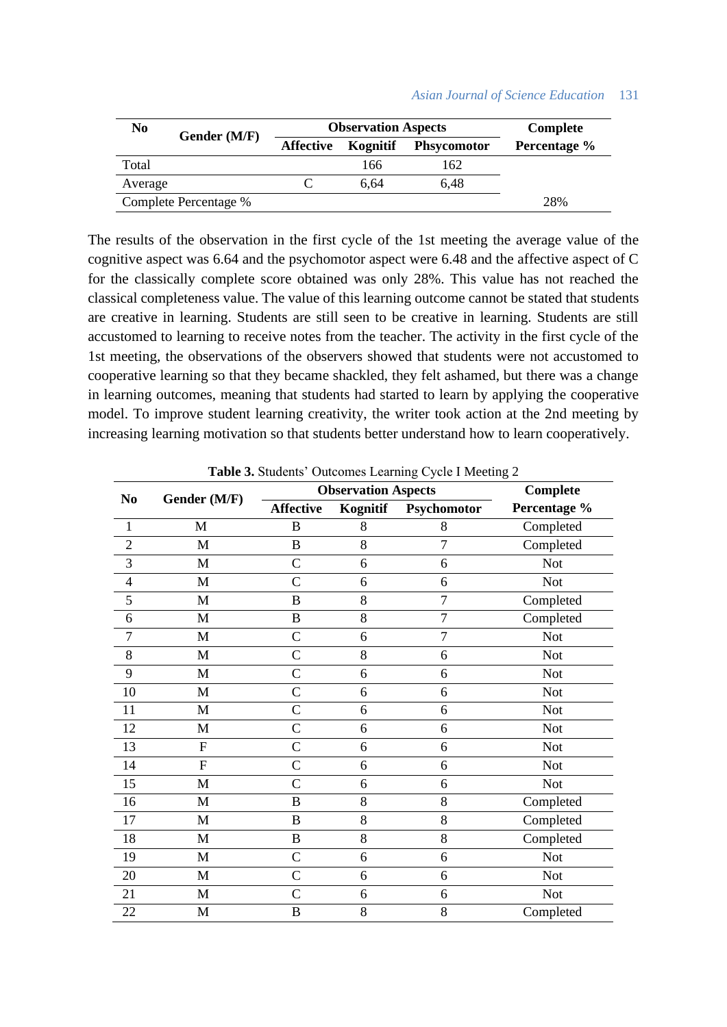| No | Gender (M/F) | Observation Aspects | | | Complete Percentage % |
|---|---|---|---|---|---|
| | | Affective | Kognitif | Phsycomotor | |
| Total | | | 166 | 162 | |
| Average | | C | 6,64 | 6,48 | |
| Complete Percentage % | | | | | 28% |

The results of the observation in the first cycle of the 1st meeting the average value of the cognitive aspect was 6.64 and the psychomotor aspect were 6.48 and the affective aspect of C for the classically complete score obtained was only 28%. This value has not reached the classical completeness value. The value of this learning outcome cannot be stated that students are creative in learning. Students are still seen to be creative in learning. Students are still accustomed to learning to receive notes from the teacher. The activity in the first cycle of the 1st meeting, the observations of the observers showed that students were not accustomed to cooperative learning so that they became shackled, they felt ashamed, but there was a change in learning outcomes, meaning that students had started to learn by applying the cooperative model. To improve student learning creativity, the writer took action at the 2nd meeting by increasing learning motivation so that students better understand how to learn cooperatively.

**Table 3.** Students' Outcomes Learning Cycle I Meeting 2

| No | Gender (M/F) | Observation Aspects | | | Complete Percentage % |
|---|---|---|---|---|---|
| | | Affective | Kognitif | Psychomotor | |
| 1 | M | B | 8 | 8 | Completed |
| 2 | M | B | 8 | 7 | Completed |
| 3 | M | C | 6 | 6 | Not |
| 4 | M | C | 6 | 6 | Not |
| 5 | M | B | 8 | 7 | Completed |
| 6 | M | B | 8 | 7 | Completed |
| 7 | M | C | 6 | 7 | Not |
| 8 | M | C | 8 | 6 | Not |
| 9 | M | C | 6 | 6 | Not |
| 10 | M | C | 6 | 6 | Not |
| 11 | M | C | 6 | 6 | Not |
| 12 | M | C | 6 | 6 | Not |
| 13 | F | C | 6 | 6 | Not |
| 14 | F | C | 6 | 6 | Not |
| 15 | M | C | 6 | 6 | Not |
| 16 | M | B | 8 | 8 | Completed |
| 17 | M | B | 8 | 8 | Completed |
| 18 | M | B | 8 | 8 | Completed |
| 19 | M | C | 6 | 6 | Not |
| 20 | M | C | 6 | 6 | Not |
| 21 | M | C | 6 | 6 | Not |
| 22 | M | B | 8 | 8 | Completed |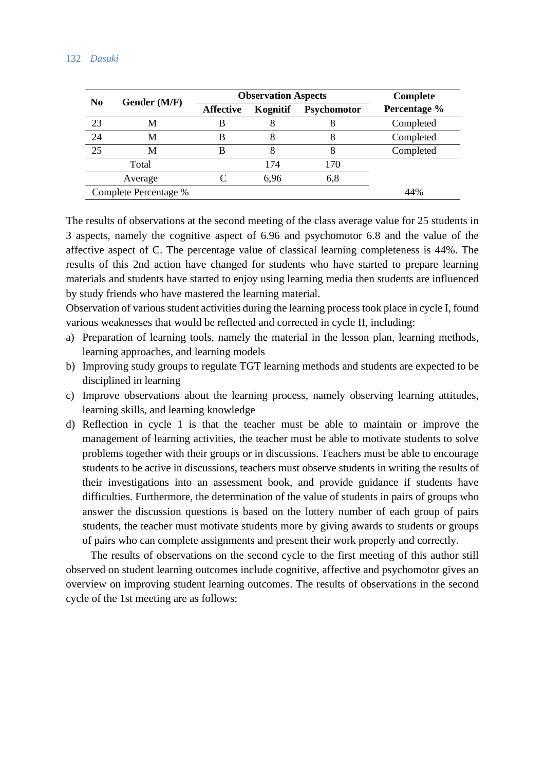| No | Gender (M/F) | Observation Aspects | | | Complete Percentage % |
|---|---|---|---|---|---|
| | | Affective | Kognitif | Psychomotor | |
| 23 | M | B | 8 | 8 | Completed |
| 24 | M | B | 8 | 8 | Completed |
| 25 | M | B | 8 | 8 | Completed |
| Total | | | 174 | 170 | |
| Average | | C | 6,96 | 6,8 | |
| Complete Percentage % | | | | | 44% |

The results of observations at the second meeting of the class average value for 25 students in 3 aspects, namely the cognitive aspect of 6.96 and psychomotor 6.8 and the value of the affective aspect of C. The percentage value of classical learning completeness is 44%. The results of this 2nd action have changed for students who have started to prepare learning materials and students have started to enjoy using learning media then students are influenced by study friends who have mastered the learning material.

Observation of various student activities during the learning process took place in cycle I, found various weaknesses that would be reflected and corrected in cycle II, including:

a) Preparation of learning tools, namely the material in the lesson plan, learning methods, learning approaches, and learning models
b) Improving study groups to regulate TGT learning methods and students are expected to be disciplined in learning
c) Improve observations about the learning process, namely observing learning attitudes, learning skills, and learning knowledge
d) Reflection in cycle 1 is that the teacher must be able to maintain or improve the management of learning activities, the teacher must be able to motivate students to solve problems together with their groups or in discussions. Teachers must be able to encourage students to be active in discussions, teachers must observe students in writing the results of their investigations into an assessment book, and provide guidance if students have difficulties. Furthermore, the determination of the value of students in pairs of groups who answer the discussion questions is based on the lottery number of each group of pairs students, the teacher must motivate students more by giving awards to students or groups of pairs who can complete assignments and present their work properly and correctly.

The results of observations on the second cycle to the first meeting of this author still observed on student learning outcomes include cognitive, affective and psychomotor gives an overview on improving student learning outcomes. The results of observations in the second cycle of the 1st meeting are as follows: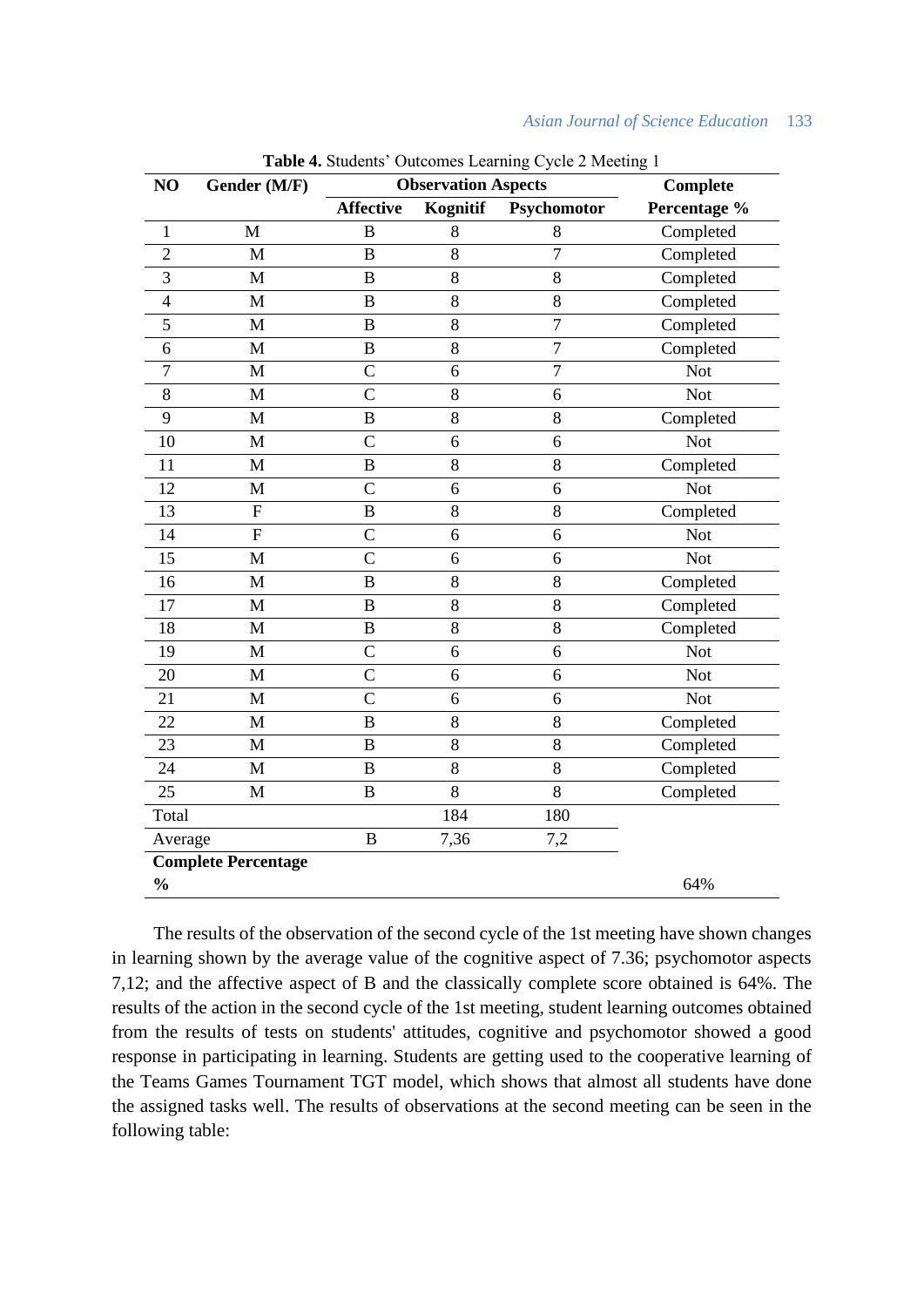**Table 4.** Students' Outcomes Learning Cycle 2 Meeting 1

| NO | Gender (M/F) | Observation Aspects | | | Complete |
|---|---|---|---|---|---|
| | | Affective | Kognitif | Psychomotor | Percentage % |
| 1 | M | B | 8 | 8 | Completed |
| 2 | M | B | 8 | 7 | Completed |
| 3 | M | B | 8 | 8 | Completed |
| 4 | M | B | 8 | 8 | Completed |
| 5 | M | B | 8 | 7 | Completed |
| 6 | M | B | 8 | 7 | Completed |
| 7 | M | C | 6 | 7 | Not |
| 8 | M | C | 8 | 6 | Not |
| 9 | M | B | 8 | 8 | Completed |
| 10 | M | C | 6 | 6 | Not |
| 11 | M | B | 8 | 8 | Completed |
| 12 | M | C | 6 | 6 | Not |
| 13 | F | B | 8 | 8 | Completed |
| 14 | F | C | 6 | 6 | Not |
| 15 | M | C | 6 | 6 | Not |
| 16 | M | B | 8 | 8 | Completed |
| 17 | M | B | 8 | 8 | Completed |
| 18 | M | B | 8 | 8 | Completed |
| 19 | M | C | 6 | 6 | Not |
| 20 | M | C | 6 | 6 | Not |
| 21 | M | C | 6 | 6 | Not |
| 22 | M | B | 8 | 8 | Completed |
| 23 | M | B | 8 | 8 | Completed |
| 24 | M | B | 8 | 8 | Completed |
| 25 | M | B | 8 | 8 | Completed |
| Total | | | 184 | 180 | |
| Average | | B | 7,36 | 7,2 | |
| **Complete Percentage %** | | | | | 64% |

The results of the observation of the second cycle of the 1st meeting have shown changes in learning shown by the average value of the cognitive aspect of 7.36; psychomotor aspects 7,12; and the affective aspect of B and the classically complete score obtained is 64%. The results of the action in the second cycle of the 1st meeting, student learning outcomes obtained from the results of tests on students' attitudes, cognitive and psychomotor showed a good response in participating in learning. Students are getting used to the cooperative learning of the Teams Games Tournament TGT model, which shows that almost all students have done the assigned tasks well. The results of observations at the second meeting can be seen in the following table: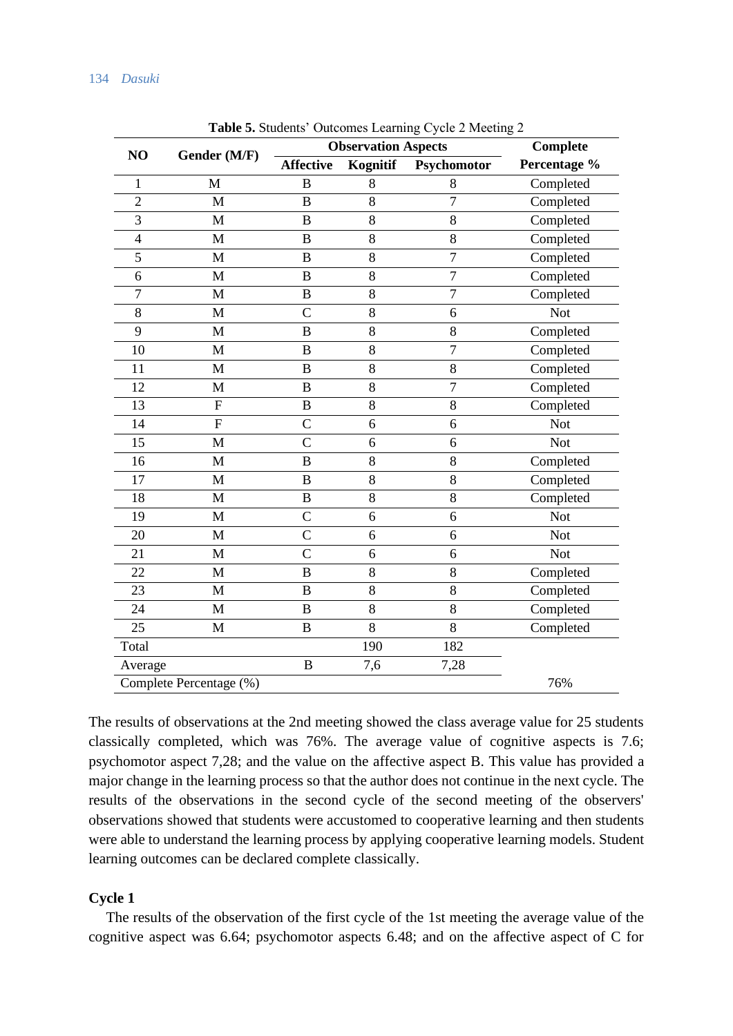**Table 5.** Students' Outcomes Learning Cycle 2 Meeting 2

| NO | Gender (M/F) | Observation Aspects | | | Complete Percentage % |
|---|---|---|---|---|---|
| | | Affective | Kognitif | Psychomotor | |
| 1 | M | B | 8 | 8 | Completed |
| 2 | M | B | 8 | 7 | Completed |
| 3 | M | B | 8 | 8 | Completed |
| 4 | M | B | 8 | 8 | Completed |
| 5 | M | B | 8 | 7 | Completed |
| 6 | M | B | 8 | 7 | Completed |
| 7 | M | B | 8 | 7 | Completed |
| 8 | M | C | 8 | 6 | Not |
| 9 | M | B | 8 | 8 | Completed |
| 10 | M | B | 8 | 7 | Completed |
| 11 | M | B | 8 | 8 | Completed |
| 12 | M | B | 8 | 7 | Completed |
| 13 | F | B | 8 | 8 | Completed |
| 14 | F | C | 6 | 6 | Not |
| 15 | M | C | 6 | 6 | Not |
| 16 | M | B | 8 | 8 | Completed |
| 17 | M | B | 8 | 8 | Completed |
| 18 | M | B | 8 | 8 | Completed |
| 19 | M | C | 6 | 6 | Not |
| 20 | M | C | 6 | 6 | Not |
| 21 | M | C | 6 | 6 | Not |
| 22 | M | B | 8 | 8 | Completed |
| 23 | M | B | 8 | 8 | Completed |
| 24 | M | B | 8 | 8 | Completed |
| 25 | M | B | 8 | 8 | Completed |
| Total | | | 190 | 182 | |
| Average | | B | 7,6 | 7,28 | |
| Complete Percentage (%) | | | | | 76% |

The results of observations at the 2nd meeting showed the class average value for 25 students classically completed, which was 76%. The average value of cognitive aspects is 7.6; psychomotor aspect 7,28; and the value on the affective aspect B. This value has provided a major change in the learning process so that the author does not continue in the next cycle. The results of the observations in the second cycle of the second meeting of the observers' observations showed that students were accustomed to cooperative learning and then students were able to understand the learning process by applying cooperative learning models. Student learning outcomes can be declared complete classically.

**Cycle 1**

The results of the observation of the first cycle of the 1st meeting the average value of the cognitive aspect was 6.64; psychomotor aspects 6.48; and on the affective aspect of C for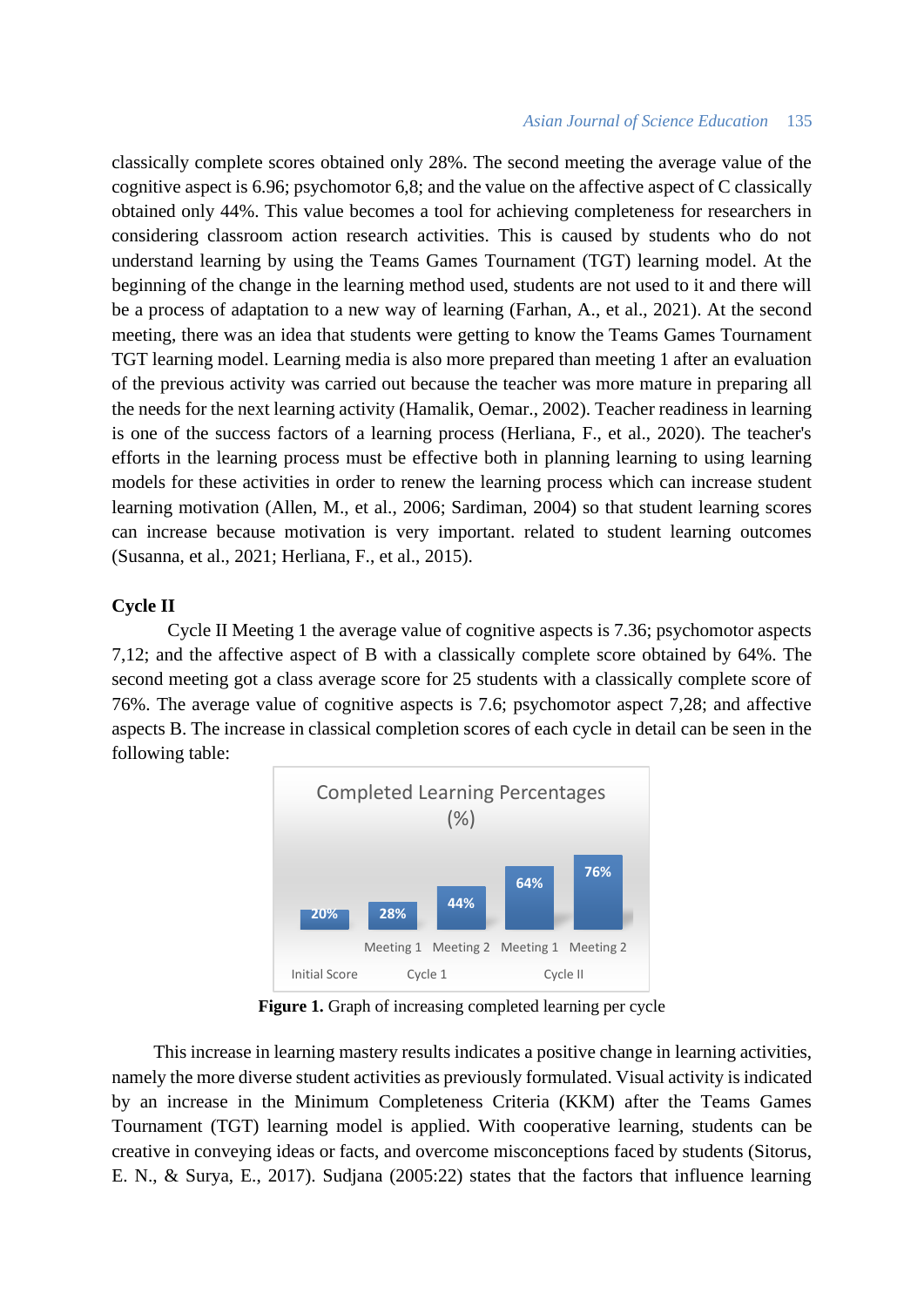classically complete scores obtained only 28%. The second meeting the average value of the cognitive aspect is 6.96; psychomotor 6,8; and the value on the affective aspect of C classically obtained only 44%. This value becomes a tool for achieving completeness for researchers in considering classroom action research activities. This is caused by students who do not understand learning by using the Teams Games Tournament (TGT) learning model. At the beginning of the change in the learning method used, students are not used to it and there will be a process of adaptation to a new way of learning (Farhan, A., et al., 2021). At the second meeting, there was an idea that students were getting to know the Teams Games Tournament TGT learning model. Learning media is also more prepared than meeting 1 after an evaluation of the previous activity was carried out because the teacher was more mature in preparing all the needs for the next learning activity (Hamalik, Oemar., 2002). Teacher readiness in learning is one of the success factors of a learning process (Herliana, F., et al., 2020). The teacher's efforts in the learning process must be effective both in planning learning to using learning models for these activities in order to renew the learning process which can increase student learning motivation (Allen, M., et al., 2006; Sardiman, 2004) so that student learning scores can increase because motivation is very important. related to student learning outcomes (Susanna, et al., 2021; Herliana, F., et al., 2015).

**Cycle II**

Cycle II Meeting 1 the average value of cognitive aspects is 7.36; psychomotor aspects 7,12; and the affective aspect of B with a classically complete score obtained by 64%. The second meeting got a class average score for 25 students with a classically complete score of 76%. The average value of cognitive aspects is 7.6; psychomotor aspect 7,28; and affective aspects B. The increase in classical completion scores of each cycle in detail can be seen in the following table:

Completed Learning Percentages (%)

| Initial Score | Cycle 1 Meeting 1 | Cycle 1 Meeting 2 | Cycle II Meeting 1 | Cycle II Meeting 2 |
|---|---|---|---|---|
| 20% | 28% | 44% | 64% | 76% |

**Figure 1.** Graph of increasing completed learning per cycle

This increase in learning mastery results indicates a positive change in learning activities, namely the more diverse student activities as previously formulated. Visual activity is indicated by an increase in the Minimum Completeness Criteria (KKM) after the Teams Games Tournament (TGT) learning model is applied. With cooperative learning, students can be creative in conveying ideas or facts, and overcome misconceptions faced by students (Sitorus, E. N., & Surya, E., 2017). Sudjana (2005:22) states that the factors that influence learning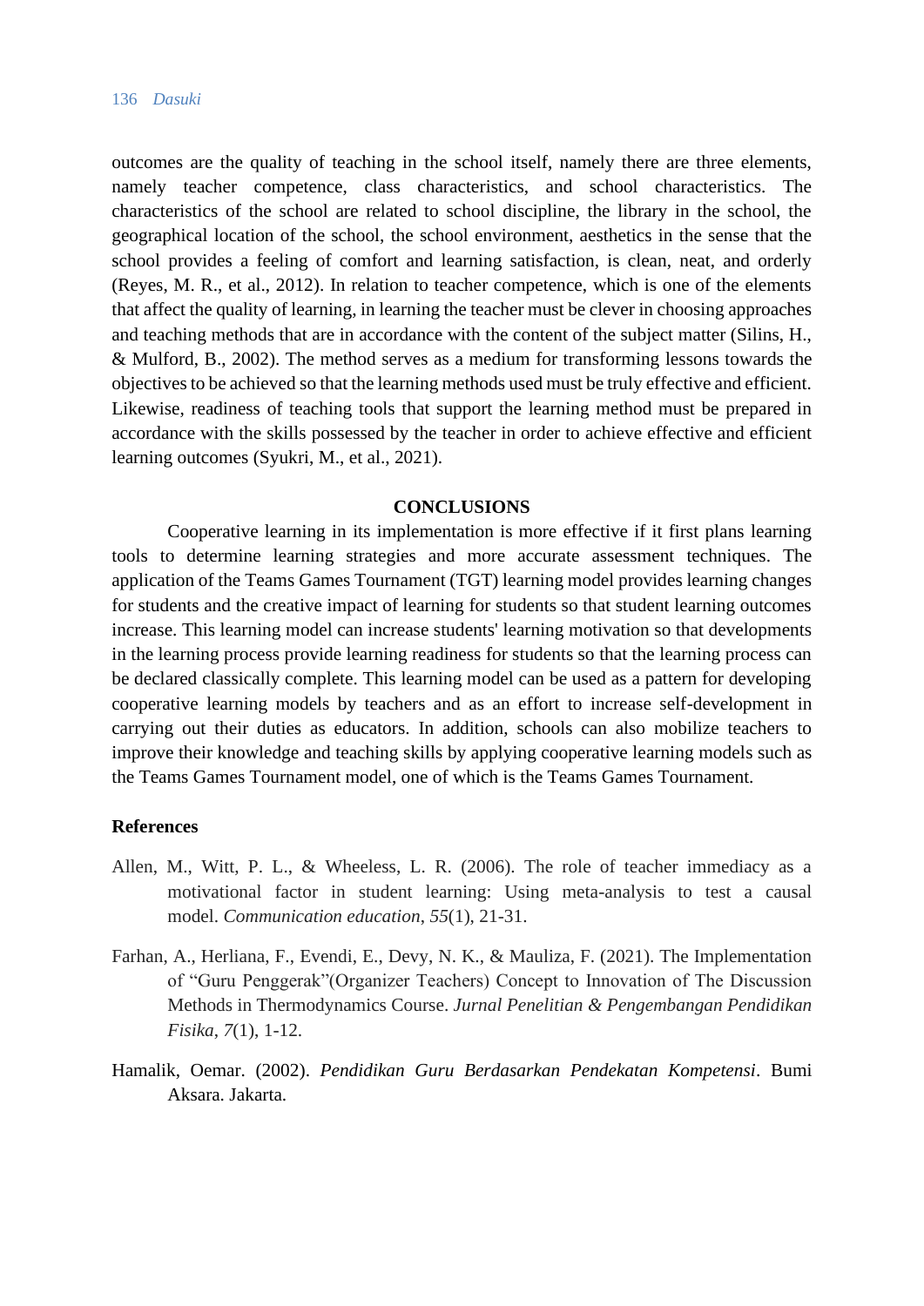outcomes are the quality of teaching in the school itself, namely there are three elements, namely teacher competence, class characteristics, and school characteristics. The characteristics of the school are related to school discipline, the library in the school, the geographical location of the school, the school environment, aesthetics in the sense that the school provides a feeling of comfort and learning satisfaction, is clean, neat, and orderly (Reyes, M. R., et al., 2012). In relation to teacher competence, which is one of the elements that affect the quality of learning, in learning the teacher must be clever in choosing approaches and teaching methods that are in accordance with the content of the subject matter (Silins, H., & Mulford, B., 2002). The method serves as a medium for transforming lessons towards the objectives to be achieved so that the learning methods used must be truly effective and efficient. Likewise, readiness of teaching tools that support the learning method must be prepared in accordance with the skills possessed by the teacher in order to achieve effective and efficient learning outcomes (Syukri, M., et al., 2021).

## CONCLUSIONS

Cooperative learning in its implementation is more effective if it first plans learning tools to determine learning strategies and more accurate assessment techniques. The application of the Teams Games Tournament (TGT) learning model provides learning changes for students and the creative impact of learning for students so that student learning outcomes increase. This learning model can increase students' learning motivation so that developments in the learning process provide learning readiness for students so that the learning process can be declared classically complete. This learning model can be used as a pattern for developing cooperative learning models by teachers and as an effort to increase self-development in carrying out their duties as educators. In addition, schools can also mobilize teachers to improve their knowledge and teaching skills by applying cooperative learning models such as the Teams Games Tournament model, one of which is the Teams Games Tournament.

## References

Allen, M., Witt, P. L., & Wheeless, L. R. (2006). The role of teacher immediacy as a motivational factor in student learning: Using meta-analysis to test a causal model. *Communication education*, *55*(1), 21-31.

Farhan, A., Herliana, F., Evendi, E., Devy, N. K., & Mauliza, F. (2021). The Implementation of "Guru Penggerak"(Organizer Teachers) Concept to Innovation of The Discussion Methods in Thermodynamics Course. *Jurnal Penelitian & Pengembangan Pendidikan Fisika*, *7*(1), 1-12.

Hamalik, Oemar. (2002). *Pendidikan Guru Berdasarkan Pendekatan Kompetensi*. Bumi Aksara. Jakarta.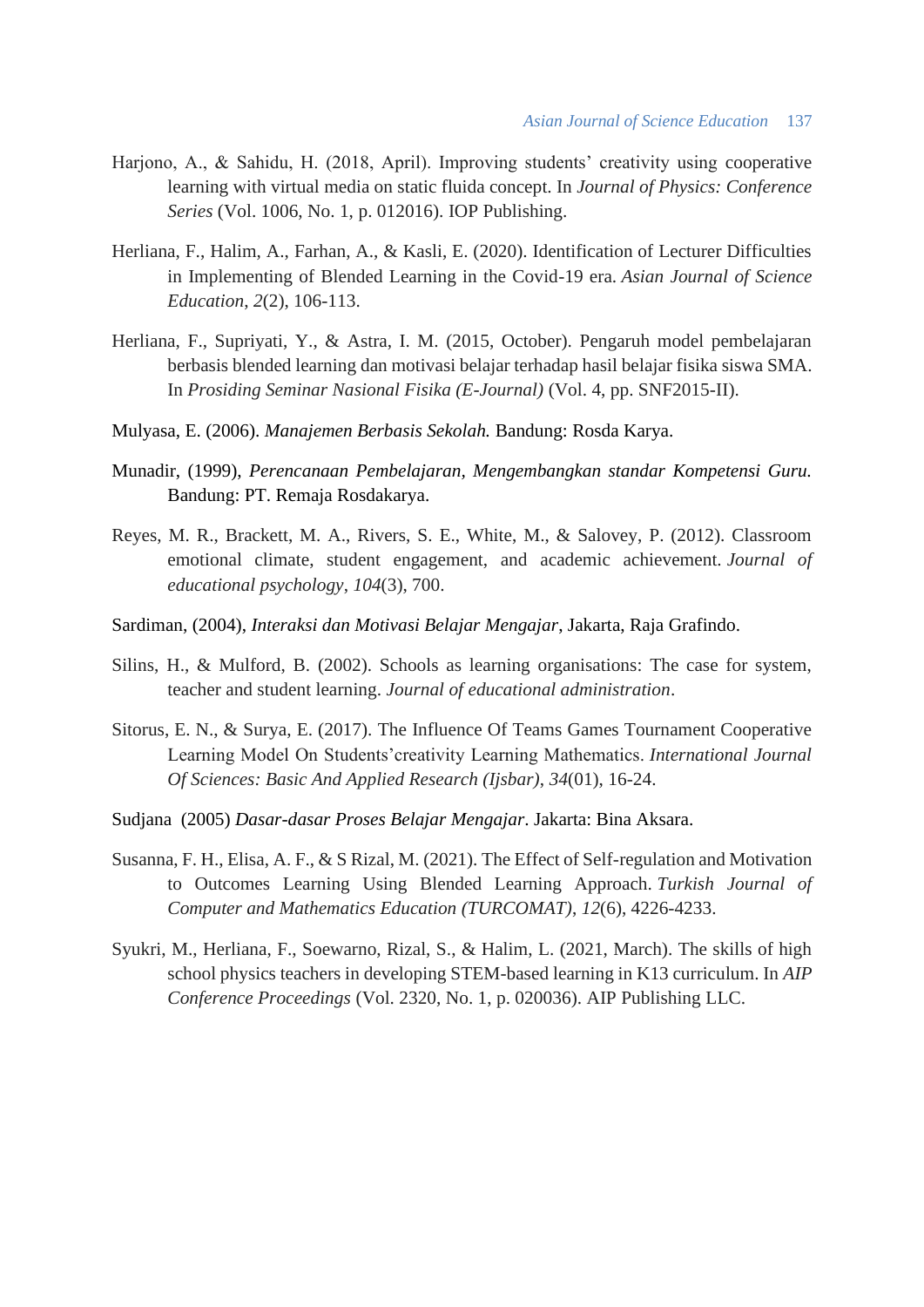Harjono, A., & Sahidu, H. (2018, April). Improving students' creativity using cooperative learning with virtual media on static fluida concept. In *Journal of Physics: Conference Series* (Vol. 1006, No. 1, p. 012016). IOP Publishing.

Herliana, F., Halim, A., Farhan, A., & Kasli, E. (2020). Identification of Lecturer Difficulties in Implementing of Blended Learning in the Covid-19 era. *Asian Journal of Science Education*, *2*(2), 106-113.

Herliana, F., Supriyati, Y., & Astra, I. M. (2015, October). Pengaruh model pembelajaran berbasis blended learning dan motivasi belajar terhadap hasil belajar fisika siswa SMA. In *Prosiding Seminar Nasional Fisika (E-Journal)* (Vol. 4, pp. SNF2015-II).

Mulyasa, E. (2006). *Manajemen Berbasis Sekolah.* Bandung: Rosda Karya.

Munadir, (1999), *Perencanaan Pembelajaran, Mengembangkan standar Kompetensi Guru.* Bandung: PT. Remaja Rosdakarya.

Reyes, M. R., Brackett, M. A., Rivers, S. E., White, M., & Salovey, P. (2012). Classroom emotional climate, student engagement, and academic achievement. *Journal of educational psychology*, *104*(3), 700.

Sardiman, (2004), *Interaksi dan Motivasi Belajar Mengajar*, Jakarta, Raja Grafindo.

Silins, H., & Mulford, B. (2002). Schools as learning organisations: The case for system, teacher and student learning. *Journal of educational administration*.

Sitorus, E. N., & Surya, E. (2017). The Influence Of Teams Games Tournament Cooperative Learning Model On Students'creativity Learning Mathematics. *International Journal Of Sciences: Basic And Applied Research (Ijsbar)*, *34*(01), 16-24.

Sudjana (2005) *Dasar-dasar Proses Belajar Mengajar*. Jakarta: Bina Aksara.

Susanna, F. H., Elisa, A. F., & S Rizal, M. (2021). The Effect of Self-regulation and Motivation to Outcomes Learning Using Blended Learning Approach. *Turkish Journal of Computer and Mathematics Education (TURCOMAT)*, *12*(6), 4226-4233.

Syukri, M., Herliana, F., Soewarno, Rizal, S., & Halim, L. (2021, March). The skills of high school physics teachers in developing STEM-based learning in K13 curriculum. In *AIP Conference Proceedings* (Vol. 2320, No. 1, p. 020036). AIP Publishing LLC.